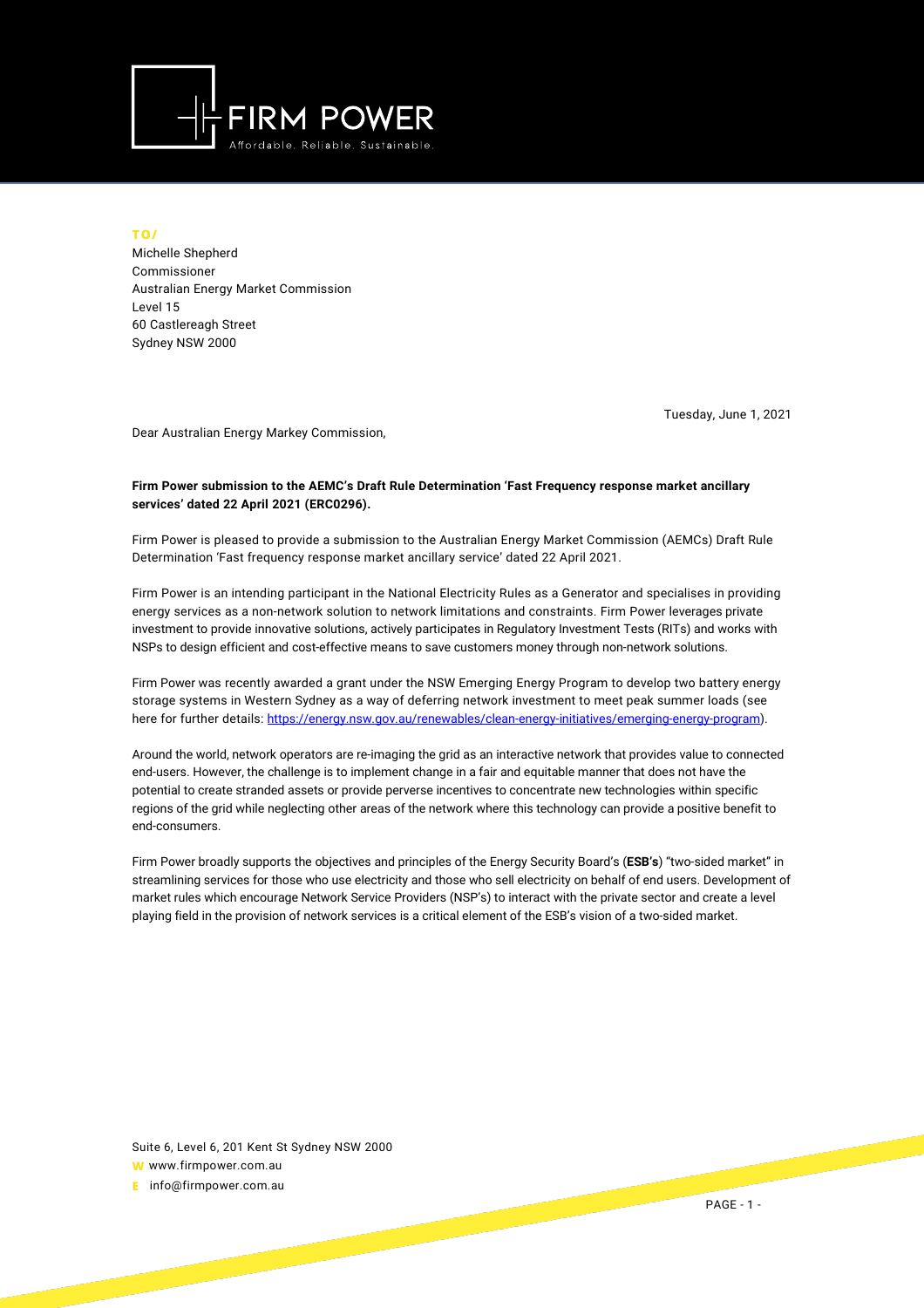**FIRM POWER**

Affordable. Reliable. Sustainable.

**TO/**

Michelle Shepherd
Commissioner
Australian Energy Market Commission
Level 15
60 Castlereagh Street
Sydney NSW 2000

Tuesday, June 1, 2021

Dear Australian Energy Markey Commission,

**Firm Power submission to the AEMC's Draft Rule Determination 'Fast Frequency response market ancillary services' dated 22 April 2021 (ERC0296).**

Firm Power is pleased to provide a submission to the Australian Energy Market Commission (AEMCs) Draft Rule Determination 'Fast frequency response market ancillary service' dated 22 April 2021.

Firm Power is an intending participant in the National Electricity Rules as a Generator and specialises in providing energy services as a non-network solution to network limitations and constraints. Firm Power leverages private investment to provide innovative solutions, actively participates in Regulatory Investment Tests (RITs) and works with NSPs to design efficient and cost-effective means to save customers money through non-network solutions.

Firm Power was recently awarded a grant under the NSW Emerging Energy Program to develop two battery energy storage systems in Western Sydney as a way of deferring network investment to meet peak summer loads (see here for further details: https://energy.nsw.gov.au/renewables/clean-energy-initiatives/emerging-energy-program).

Around the world, network operators are re-imaging the grid as an interactive network that provides value to connected end-users. However, the challenge is to implement change in a fair and equitable manner that does not have the potential to create stranded assets or provide perverse incentives to concentrate new technologies within specific regions of the grid while neglecting other areas of the network where this technology can provide a positive benefit to end-consumers.

Firm Power broadly supports the objectives and principles of the Energy Security Board's (**ESB's**) "two-sided market" in streamlining services for those who use electricity and those who sell electricity on behalf of end users. Development of market rules which encourage Network Service Providers (NSP's) to interact with the private sector and create a level playing field in the provision of network services is a critical element of the ESB's vision of a two-sided market.

Suite 6, Level 6, 201 Kent St Sydney NSW 2000
W www.firmpower.com.au
E info@firmpower.com.au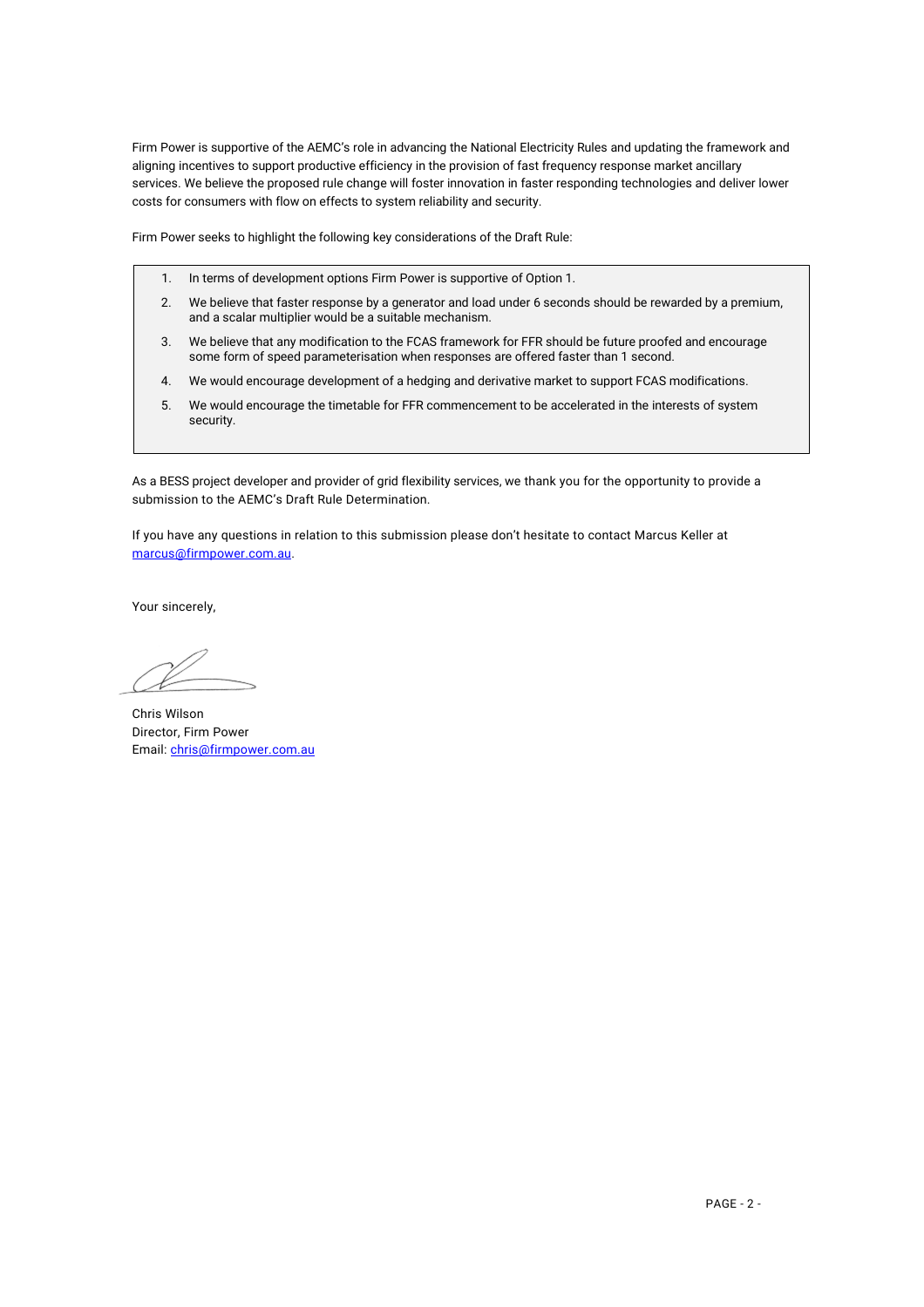Firm Power is supportive of the AEMC's role in advancing the National Electricity Rules and updating the framework and aligning incentives to support productive efficiency in the provision of fast frequency response market ancillary services. We believe the proposed rule change will foster innovation in faster responding technologies and deliver lower costs for consumers with flow on effects to system reliability and security.

Firm Power seeks to highlight the following key considerations of the Draft Rule:

1. In terms of development options Firm Power is supportive of Option 1.
2. We believe that faster response by a generator and load under 6 seconds should be rewarded by a premium, and a scalar multiplier would be a suitable mechanism.
3. We believe that any modification to the FCAS framework for FFR should be future proofed and encourage some form of speed parameterisation when responses are offered faster than 1 second.
4. We would encourage development of a hedging and derivative market to support FCAS modifications.
5. We would encourage the timetable for FFR commencement to be accelerated in the interests of system security.

As a BESS project developer and provider of grid flexibility services, we thank you for the opportunity to provide a submission to the AEMC's Draft Rule Determination.

If you have any questions in relation to this submission please don't hesitate to contact Marcus Keller at marcus@firmpower.com.au.

Your sincerely,

Chris Wilson
Director, Firm Power
Email: chris@firmpower.com.au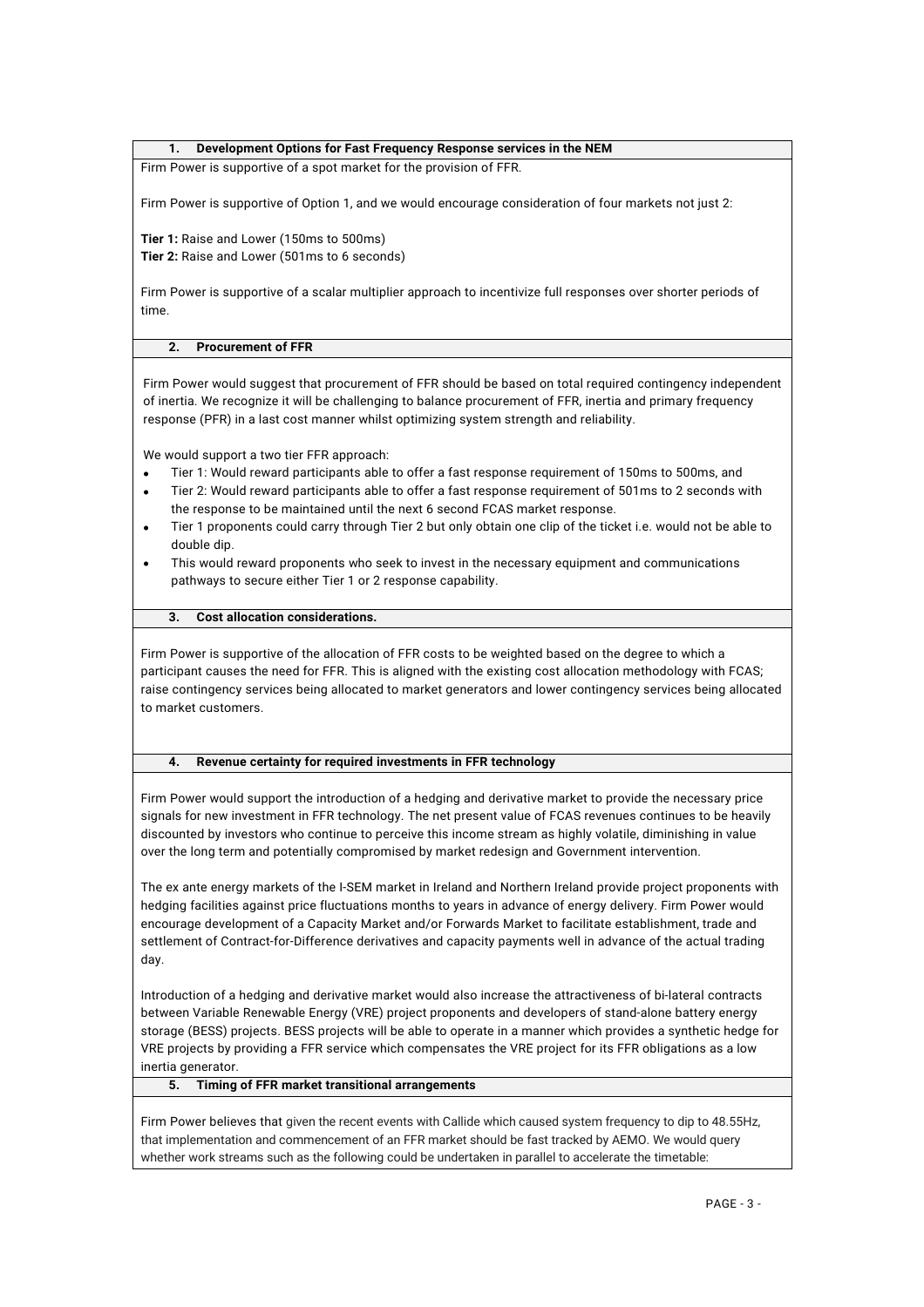## 1. Development Options for Fast Frequency Response services in the NEM

Firm Power is supportive of a spot market for the provision of FFR.

Firm Power is supportive of Option 1, and we would encourage consideration of four markets not just 2:

**Tier 1:** Raise and Lower (150ms to 500ms)
**Tier 2:** Raise and Lower (501ms to 6 seconds)

Firm Power is supportive of a scalar multiplier approach to incentivize full responses over shorter periods of time.

## 2. Procurement of FFR

Firm Power would suggest that procurement of FFR should be based on total required contingency independent of inertia. We recognize it will be challenging to balance procurement of FFR, inertia and primary frequency response (PFR) in a last cost manner whilst optimizing system strength and reliability.

We would support a two tier FFR approach:

- Tier 1: Would reward participants able to offer a fast response requirement of 150ms to 500ms, and
- Tier 2: Would reward participants able to offer a fast response requirement of 501ms to 2 seconds with the response to be maintained until the next 6 second FCAS market response.
- Tier 1 proponents could carry through Tier 2 but only obtain one clip of the ticket i.e. would not be able to double dip.
- This would reward proponents who seek to invest in the necessary equipment and communications pathways to secure either Tier 1 or 2 response capability.

## 3. Cost allocation considerations.

Firm Power is supportive of the allocation of FFR costs to be weighted based on the degree to which a participant causes the need for FFR. This is aligned with the existing cost allocation methodology with FCAS; raise contingency services being allocated to market generators and lower contingency services being allocated to market customers.

## 4. Revenue certainty for required investments in FFR technology

Firm Power would support the introduction of a hedging and derivative market to provide the necessary price signals for new investment in FFR technology. The net present value of FCAS revenues continues to be heavily discounted by investors who continue to perceive this income stream as highly volatile, diminishing in value over the long term and potentially compromised by market redesign and Government intervention.

The ex ante energy markets of the I-SEM market in Ireland and Northern Ireland provide project proponents with hedging facilities against price fluctuations months to years in advance of energy delivery. Firm Power would encourage development of a Capacity Market and/or Forwards Market to facilitate establishment, trade and settlement of Contract-for-Difference derivatives and capacity payments well in advance of the actual trading day.

Introduction of a hedging and derivative market would also increase the attractiveness of bi-lateral contracts between Variable Renewable Energy (VRE) project proponents and developers of stand-alone battery energy storage (BESS) projects. BESS projects will be able to operate in a manner which provides a synthetic hedge for VRE projects by providing a FFR service which compensates the VRE project for its FFR obligations as a low inertia generator.

## 5. Timing of FFR market transitional arrangements

Firm Power believes that given the recent events with Callide which caused system frequency to dip to 48.55Hz, that implementation and commencement of an FFR market should be fast tracked by AEMO. We would query whether work streams such as the following could be undertaken in parallel to accelerate the timetable: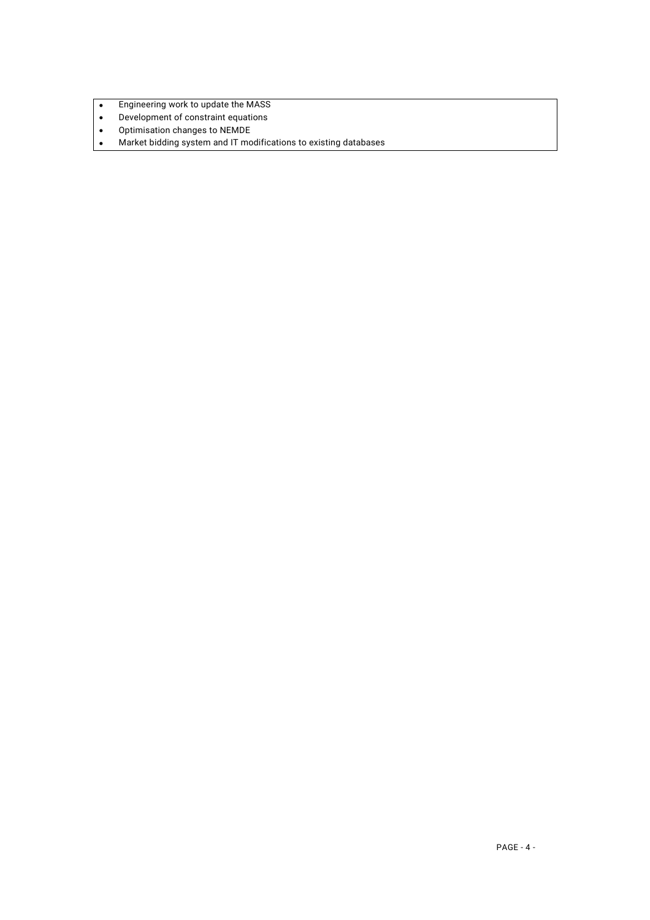- Engineering work to update the MASS
- Development of constraint equations
- Optimisation changes to NEMDE
- Market bidding system and IT modifications to existing databases